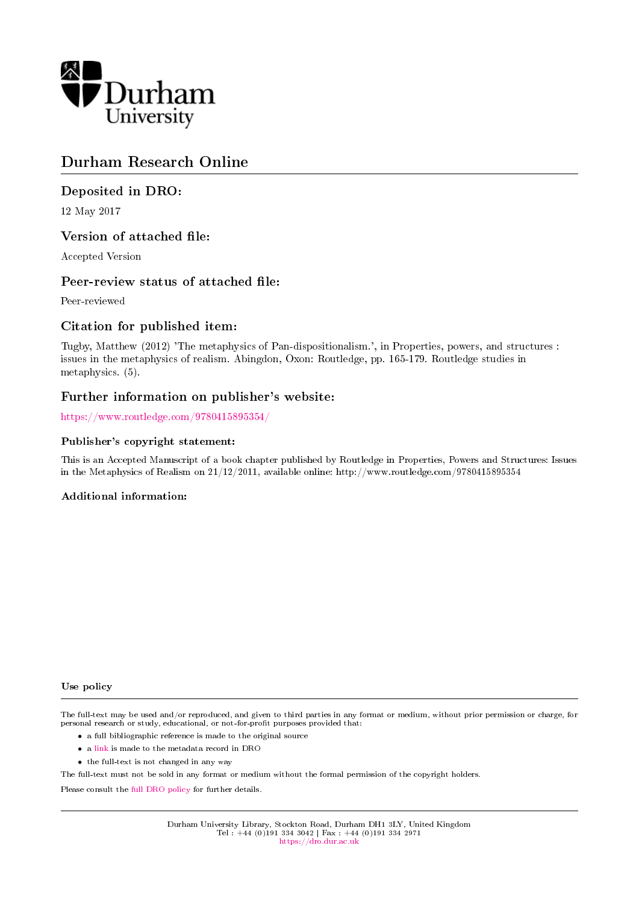Durham University

# Durham Research Online

## Deposited in DRO:

12 May 2017

## Version of attached file:

Accepted Version

## Peer-review status of attached file:

Peer-reviewed

## Citation for published item:

Tugby, Matthew (2012) 'The metaphysics of Pan-dispositionalism.', in Properties, powers, and structures : issues in the metaphysics of realism. Abingdon, Oxon: Routledge, pp. 165-179. Routledge studies in metaphysics. (5).

## Further information on publisher's website:

https://www.routledge.com/9780415895354/

### Publisher's copyright statement:

This is an Accepted Manuscript of a book chapter published by Routledge in Properties, Powers and Structures: Issues in the Metaphysics of Realism on 21/12/2011, available online: http://www.routledge.com/9780415895354

### Additional information:

#### Use policy

The full-text may be used and/or reproduced, and given to third parties in any format or medium, without prior permission or charge, for personal research or study, educational, or not-for-profit purposes provided that:

- a full bibliographic reference is made to the original source
- a link is made to the metadata record in DRO
- the full-text is not changed in any way

The full-text must not be sold in any format or medium without the formal permission of the copyright holders.

Please consult the full DRO policy for further details.

Durham University Library, Stockton Road, Durham DH1 3LY, United Kingdom
Tel : +44 (0)191 334 3042 | Fax : +44 (0)191 334 2971
https://dro.dur.ac.uk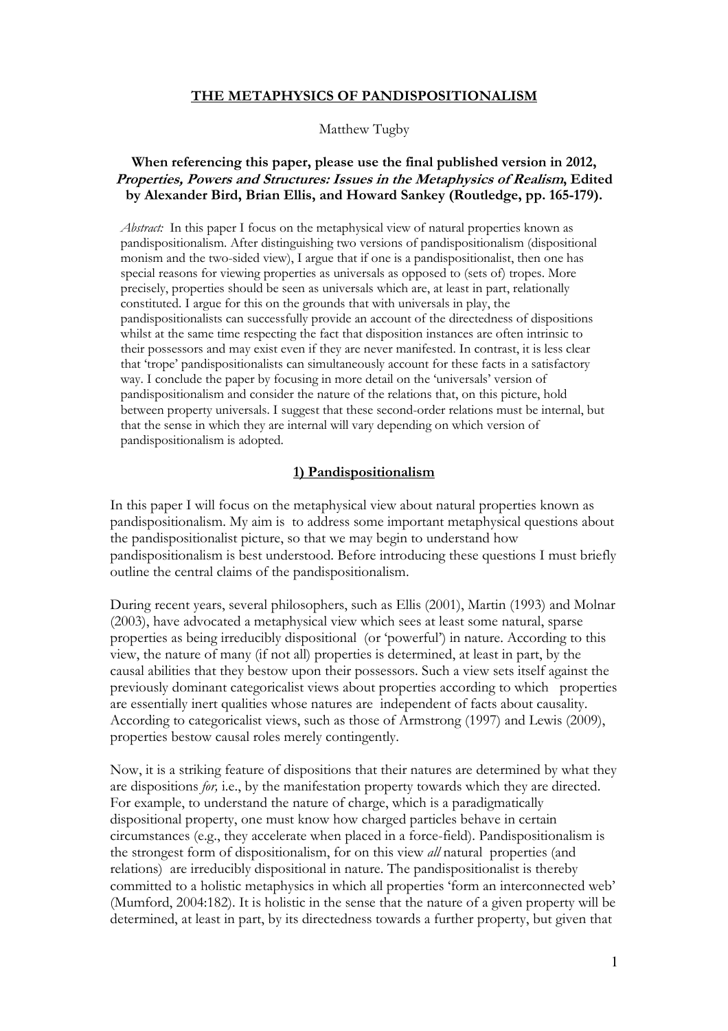**THE METAPHYSICS OF PANDISPOSITIONALISM**

Matthew Tugby

**When referencing this paper, please use the final published version in 2012, *Properties, Powers and Structures: Issues in the Metaphysics of Realism*, Edited by Alexander Bird, Brian Ellis, and Howard Sankey (Routledge, pp. 165-179).**

*Abstract:* In this paper I focus on the metaphysical view of natural properties known as pandispositionalism. After distinguishing two versions of pandispositionalism (dispositional monism and the two-sided view), I argue that if one is a pandispositionalist, then one has special reasons for viewing properties as universals as opposed to (sets of) tropes. More precisely, properties should be seen as universals which are, at least in part, relationally constituted. I argue for this on the grounds that with universals in play, the pandispositionalists can successfully provide an account of the directedness of dispositions whilst at the same time respecting the fact that disposition instances are often intrinsic to their possessors and may exist even if they are never manifested. In contrast, it is less clear that 'trope' pandispositionalists can simultaneously account for these facts in a satisfactory way. I conclude the paper by focusing in more detail on the 'universals' version of pandispositionalism and consider the nature of the relations that, on this picture, hold between property universals. I suggest that these second-order relations must be internal, but that the sense in which they are internal will vary depending on which version of pandispositionalism is adopted.

## 1) Pandispositionalism

In this paper I will focus on the metaphysical view about natural properties known as pandispositionalism. My aim is to address some important metaphysical questions about the pandispositionalist picture, so that we may begin to understand how pandispositionalism is best understood. Before introducing these questions I must briefly outline the central claims of the pandispositionalism.

During recent years, several philosophers, such as Ellis (2001), Martin (1993) and Molnar (2003), have advocated a metaphysical view which sees at least some natural, sparse properties as being irreducibly dispositional (or 'powerful') in nature. According to this view, the nature of many (if not all) properties is determined, at least in part, by the causal abilities that they bestow upon their possessors. Such a view sets itself against the previously dominant categoricalist views about properties according to which properties are essentially inert qualities whose natures are independent of facts about causality. According to categoricalist views, such as those of Armstrong (1997) and Lewis (2009), properties bestow causal roles merely contingently.

Now, it is a striking feature of dispositions that their natures are determined by what they are dispositions *for,* i.e., by the manifestation property towards which they are directed. For example, to understand the nature of charge, which is a paradigmatically dispositional property, one must know how charged particles behave in certain circumstances (e.g., they accelerate when placed in a force-field). Pandispositionalism is the strongest form of dispositionalism, for on this view *all* natural properties (and relations) are irreducibly dispositional in nature. The pandispositionalist is thereby committed to a holistic metaphysics in which all properties 'form an interconnected web' (Mumford, 2004:182). It is holistic in the sense that the nature of a given property will be determined, at least in part, by its directedness towards a further property, but given that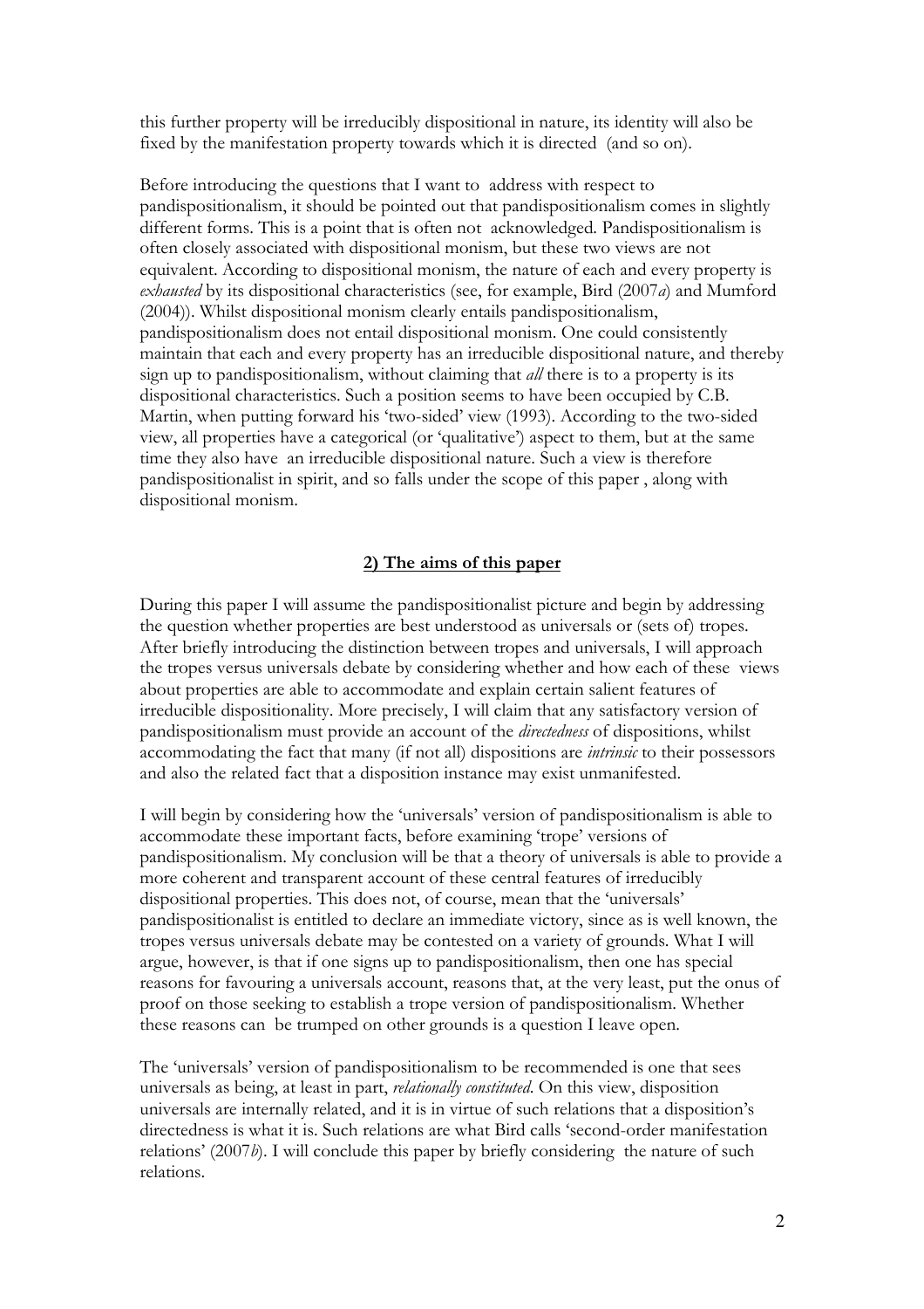this further property will be irreducibly dispositional in nature, its identity will also be fixed by the manifestation property towards which it is directed (and so on).

Before introducing the questions that I want to address with respect to pandispositionalism, it should be pointed out that pandispositionalism comes in slightly different forms. This is a point that is often not acknowledged. Pandispositionalism is often closely associated with dispositional monism, but these two views are not equivalent. According to dispositional monism, the nature of each and every property is *exhausted* by its dispositional characteristics (see, for example, Bird (2007*a*) and Mumford (2004)). Whilst dispositional monism clearly entails pandispositionalism, pandispositionalism does not entail dispositional monism. One could consistently maintain that each and every property has an irreducible dispositional nature, and thereby sign up to pandispositionalism, without claiming that *all* there is to a property is its dispositional characteristics. Such a position seems to have been occupied by C.B. Martin, when putting forward his 'two-sided' view (1993). According to the two-sided view, all properties have a categorical (or 'qualitative') aspect to them, but at the same time they also have an irreducible dispositional nature. Such a view is therefore pandispositionalist in spirit, and so falls under the scope of this paper , along with dispositional monism.

## 2) The aims of this paper

During this paper I will assume the pandispositionalist picture and begin by addressing the question whether properties are best understood as universals or (sets of) tropes. After briefly introducing the distinction between tropes and universals, I will approach the tropes versus universals debate by considering whether and how each of these views about properties are able to accommodate and explain certain salient features of irreducible dispositionality. More precisely, I will claim that any satisfactory version of pandispositionalism must provide an account of the *directedness* of dispositions, whilst accommodating the fact that many (if not all) dispositions are *intrinsic* to their possessors and also the related fact that a disposition instance may exist unmanifested.

I will begin by considering how the 'universals' version of pandispositionalism is able to accommodate these important facts, before examining 'trope' versions of pandispositionalism. My conclusion will be that a theory of universals is able to provide a more coherent and transparent account of these central features of irreducibly dispositional properties. This does not, of course, mean that the 'universals' pandispositionalist is entitled to declare an immediate victory, since as is well known, the tropes versus universals debate may be contested on a variety of grounds. What I will argue, however, is that if one signs up to pandispositionalism, then one has special reasons for favouring a universals account, reasons that, at the very least, put the onus of proof on those seeking to establish a trope version of pandispositionalism. Whether these reasons can be trumped on other grounds is a question I leave open.

The 'universals' version of pandispositionalism to be recommended is one that sees universals as being, at least in part, *relationally constituted*. On this view, disposition universals are internally related, and it is in virtue of such relations that a disposition's directedness is what it is. Such relations are what Bird calls 'second-order manifestation relations' (2007*b*). I will conclude this paper by briefly considering the nature of such relations.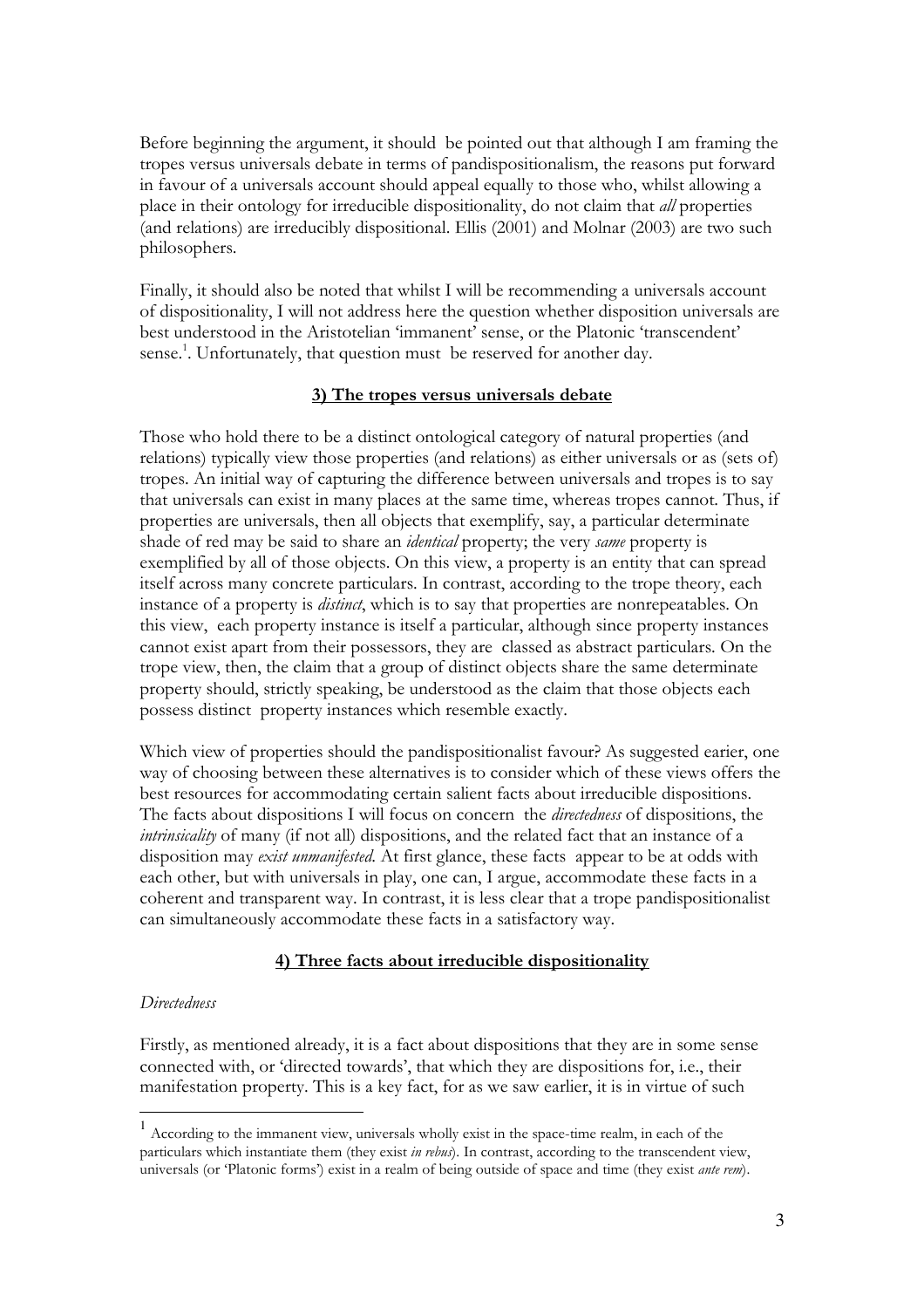Before beginning the argument, it should be pointed out that although I am framing the tropes versus universals debate in terms of pandispositionalism, the reasons put forward in favour of a universals account should appeal equally to those who, whilst allowing a place in their ontology for irreducible dispositionality, do not claim that *all* properties (and relations) are irreducibly dispositional. Ellis (2001) and Molnar (2003) are two such philosophers.

Finally, it should also be noted that whilst I will be recommending a universals account of dispositionality, I will not address here the question whether disposition universals are best understood in the Aristotelian 'immanent' sense, or the Platonic 'transcendent' sense.[1]. Unfortunately, that question must be reserved for another day.

## **3) The tropes versus universals debate**

Those who hold there to be a distinct ontological category of natural properties (and relations) typically view those properties (and relations) as either universals or as (sets of) tropes. An initial way of capturing the difference between universals and tropes is to say that universals can exist in many places at the same time, whereas tropes cannot. Thus, if properties are universals, then all objects that exemplify, say, a particular determinate shade of red may be said to share an *identical* property; the very *same* property is exemplified by all of those objects. On this view, a property is an entity that can spread itself across many concrete particulars. In contrast, according to the trope theory, each instance of a property is *distinct*, which is to say that properties are nonrepeatables. On this view, each property instance is itself a particular, although since property instances cannot exist apart from their possessors, they are classed as abstract particulars. On the trope view, then, the claim that a group of distinct objects share the same determinate property should, strictly speaking, be understood as the claim that those objects each possess distinct property instances which resemble exactly.

Which view of properties should the pandispositionalist favour? As suggested earier, one way of choosing between these alternatives is to consider which of these views offers the best resources for accommodating certain salient facts about irreducible dispositions. The facts about dispositions I will focus on concern the *directedness* of dispositions, the *intrinsicality* of many (if not all) dispositions, and the related fact that an instance of a disposition may *exist unmanifested*. At first glance, these facts appear to be at odds with each other, but with universals in play, one can, I argue, accommodate these facts in a coherent and transparent way. In contrast, it is less clear that a trope pandispositionalist can simultaneously accommodate these facts in a satisfactory way.

## **4) Three facts about irreducible dispositionality**

*Directedness*

Firstly, as mentioned already, it is a fact about dispositions that they are in some sense connected with, or 'directed towards', that which they are dispositions for, i.e., their manifestation property. This is a key fact, for as we saw earlier, it is in virtue of such

[1] According to the immanent view, universals wholly exist in the space-time realm, in each of the particulars which instantiate them (they exist *in rebus*). In contrast, according to the transcendent view, universals (or 'Platonic forms') exist in a realm of being outside of space and time (they exist *ante rem*).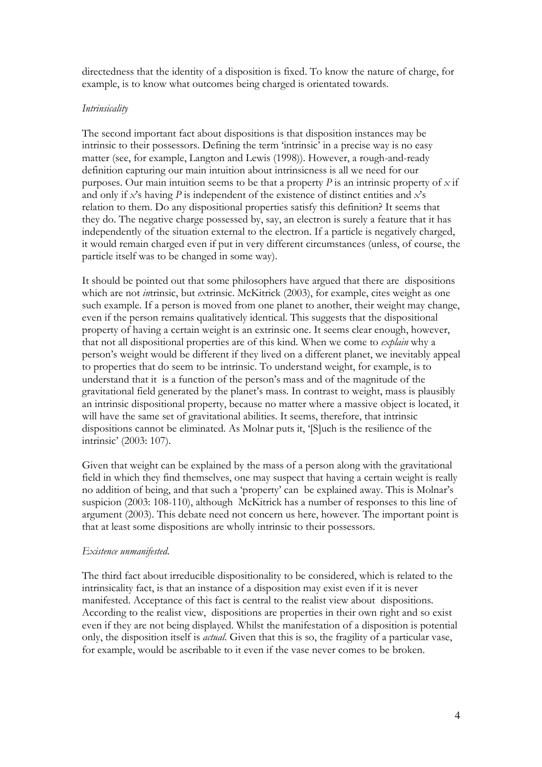directedness that the identity of a disposition is fixed. To know the nature of charge, for example, is to know what outcomes being charged is orientated towards.

*Intrinsicality*

The second important fact about dispositions is that disposition instances may be intrinsic to their possessors. Defining the term 'intrinsic' in a precise way is no easy matter (see, for example, Langton and Lewis (1998)). However, a rough-and-ready definition capturing our main intuition about intrinsicness is all we need for our purposes. Our main intuition seems to be that a property *P* is an intrinsic property of *x* if and only if *x*'s having *P* is independent of the existence of distinct entities and *x*'s relation to them. Do any dispositional properties satisfy this definition? It seems that they do. The negative charge possessed by, say, an electron is surely a feature that it has independently of the situation external to the electron. If a particle is negatively charged, it would remain charged even if put in very different circumstances (unless, of course, the particle itself was to be changed in some way).

It should be pointed out that some philosophers have argued that there are dispositions which are not *in*trinsic, but *ex*trinsic. McKitrick (2003), for example, cites weight as one such example. If a person is moved from one planet to another, their weight may change, even if the person remains qualitatively identical. This suggests that the dispositional property of having a certain weight is an extrinsic one. It seems clear enough, however, that not all dispositional properties are of this kind. When we come to *explain* why a person's weight would be different if they lived on a different planet, we inevitably appeal to properties that do seem to be intrinsic. To understand weight, for example, is to understand that it is a function of the person's mass and of the magnitude of the gravitational field generated by the planet's mass. In contrast to weight, mass is plausibly an intrinsic dispositional property, because no matter where a massive object is located, it will have the same set of gravitational abilities. It seems, therefore, that intrinsic dispositions cannot be eliminated. As Molnar puts it, '[S]uch is the resilience of the intrinsic' (2003: 107).

Given that weight can be explained by the mass of a person along with the gravitational field in which they find themselves, one may suspect that having a certain weight is really no addition of being, and that such a 'property' can be explained away. This is Molnar's suspicion (2003: 108-110), although McKitrick has a number of responses to this line of argument (2003). This debate need not concern us here, however. The important point is that at least some dispositions are wholly intrinsic to their possessors.

*Existence unmanifested.*

The third fact about irreducible dispositionality to be considered, which is related to the intrinsicality fact, is that an instance of a disposition may exist even if it is never manifested. Acceptance of this fact is central to the realist view about dispositions. According to the realist view, dispositions are properties in their own right and so exist even if they are not being displayed. Whilst the manifestation of a disposition is potential only, the disposition itself is *actual*. Given that this is so, the fragility of a particular vase, for example, would be ascribable to it even if the vase never comes to be broken.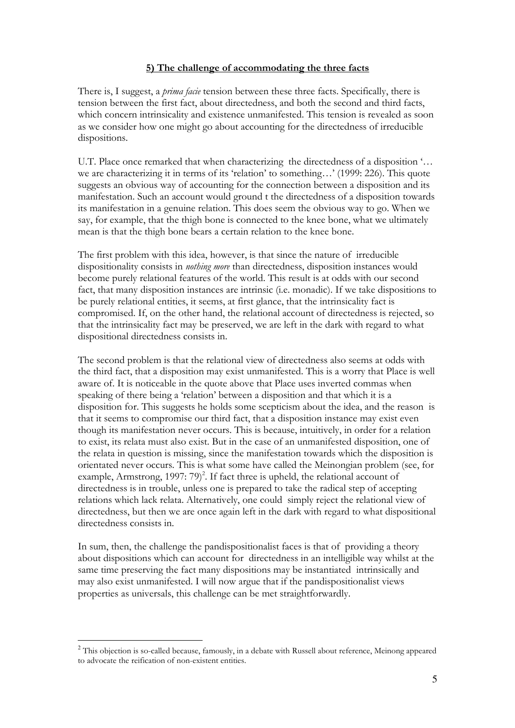## 5) The challenge of accommodating the three facts

There is, I suggest, a *prima facie* tension between these three facts. Specifically, there is tension between the first fact, about directedness, and both the second and third facts, which concern intrinsicality and existence unmanifested. This tension is revealed as soon as we consider how one might go about accounting for the directedness of irreducible dispositions.

U.T. Place once remarked that when characterizing the directedness of a disposition '… we are characterizing it in terms of its 'relation' to something…' (1999: 226). This quote suggests an obvious way of accounting for the connection between a disposition and its manifestation. Such an account would ground t the directedness of a disposition towards its manifestation in a genuine relation. This does seem the obvious way to go. When we say, for example, that the thigh bone is connected to the knee bone, what we ultimately mean is that the thigh bone bears a certain relation to the knee bone.

The first problem with this idea, however, is that since the nature of irreducible dispositionality consists in *nothing more* than directedness, disposition instances would become purely relational features of the world. This result is at odds with our second fact, that many disposition instances are intrinsic (i.e. monadic). If we take dispositions to be purely relational entities, it seems, at first glance, that the intrinsicality fact is compromised. If, on the other hand, the relational account of directedness is rejected, so that the intrinsicality fact may be preserved, we are left in the dark with regard to what dispositional directedness consists in.

The second problem is that the relational view of directedness also seems at odds with the third fact, that a disposition may exist unmanifested. This is a worry that Place is well aware of. It is noticeable in the quote above that Place uses inverted commas when speaking of there being a 'relation' between a disposition and that which it is a disposition for. This suggests he holds some scepticism about the idea, and the reason is that it seems to compromise our third fact, that a disposition instance may exist even though its manifestation never occurs. This is because, intuitively, in order for a relation to exist, its relata must also exist. But in the case of an unmanifested disposition, one of the relata in question is missing, since the manifestation towards which the disposition is orientated never occurs. This is what some have called the Meinongian problem (see, for example, Armstrong, 1997: 79)[2]. If fact three is upheld, the relational account of directedness is in trouble, unless one is prepared to take the radical step of accepting relations which lack relata. Alternatively, one could simply reject the relational view of directedness, but then we are once again left in the dark with regard to what dispositional directedness consists in.

In sum, then, the challenge the pandispositionalist faces is that of providing a theory about dispositions which can account for directedness in an intelligible way whilst at the same time preserving the fact many dispositions may be instantiated intrinsically and may also exist unmanifested. I will now argue that if the pandispositionalist views properties as universals, this challenge can be met straightforwardly.

[2] This objection is so-called because, famously, in a debate with Russell about reference, Meinong appeared to advocate the reification of non-existent entities.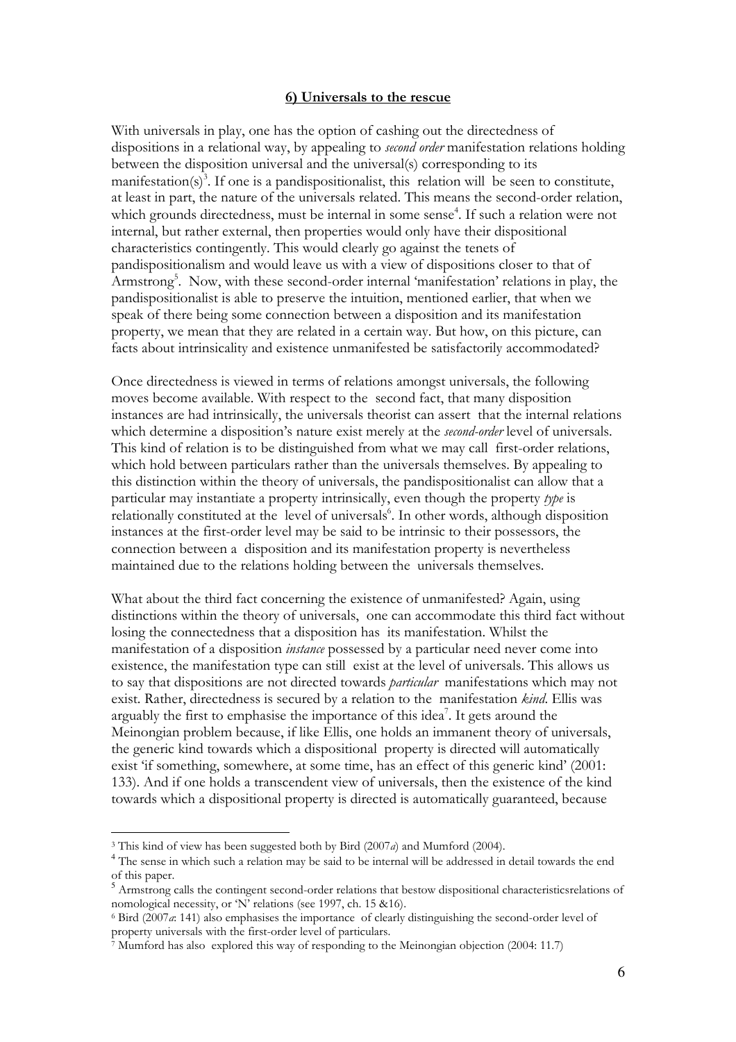## 6) Universals to the rescue

With universals in play, one has the option of cashing out the directedness of dispositions in a relational way, by appealing to *second order* manifestation relations holding between the disposition universal and the universal(s) corresponding to its manifestation(s)[3]. If one is a pandispositionalist, this relation will be seen to constitute, at least in part, the nature of the universals related. This means the second-order relation, which grounds directedness, must be internal in some sense[4]. If such a relation were not internal, but rather external, then properties would only have their dispositional characteristics contingently. This would clearly go against the tenets of pandispositionalism and would leave us with a view of dispositions closer to that of Armstrong[5]. Now, with these second-order internal 'manifestation' relations in play, the pandispositionalist is able to preserve the intuition, mentioned earlier, that when we speak of there being some connection between a disposition and its manifestation property, we mean that they are related in a certain way. But how, on this picture, can facts about intrinsicality and existence unmanifested be satisfactorily accommodated?

Once directedness is viewed in terms of relations amongst universals, the following moves become available. With respect to the second fact, that many disposition instances are had intrinsically, the universals theorist can assert that the internal relations which determine a disposition's nature exist merely at the *second-order* level of universals. This kind of relation is to be distinguished from what we may call first-order relations, which hold between particulars rather than the universals themselves. By appealing to this distinction within the theory of universals, the pandispositionalist can allow that a particular may instantiate a property intrinsically, even though the property *type* is relationally constituted at the level of universals[6]. In other words, although disposition instances at the first-order level may be said to be intrinsic to their possessors, the connection between a disposition and its manifestation property is nevertheless maintained due to the relations holding between the universals themselves.

What about the third fact concerning the existence of unmanifested? Again, using distinctions within the theory of universals, one can accommodate this third fact without losing the connectedness that a disposition has its manifestation. Whilst the manifestation of a disposition *instance* possessed by a particular need never come into existence, the manifestation type can still exist at the level of universals. This allows us to say that dispositions are not directed towards *particular* manifestations which may not exist. Rather, directedness is secured by a relation to the manifestation *kind*. Ellis was arguably the first to emphasise the importance of this idea[7]. It gets around the Meinongian problem because, if like Ellis, one holds an immanent theory of universals, the generic kind towards which a dispositional property is directed will automatically exist 'if something, somewhere, at some time, has an effect of this generic kind' (2001: 133). And if one holds a transcendent view of universals, then the existence of the kind towards which a dispositional property is directed is automatically guaranteed, because

---

[3] This kind of view has been suggested both by Bird (2007*a*) and Mumford (2004).

[4] The sense in which such a relation may be said to be internal will be addressed in detail towards the end of this paper.

[5] Armstrong calls the contingent second-order relations that bestow dispositional characteristicsrelations of nomological necessity, or 'N' relations (see 1997, ch. 15 &16).

[6] Bird (2007*a*: 141) also emphasises the importance of clearly distinguishing the second-order level of property universals with the first-order level of particulars.

[7] Mumford has also explored this way of responding to the Meinongian objection (2004: 11.7)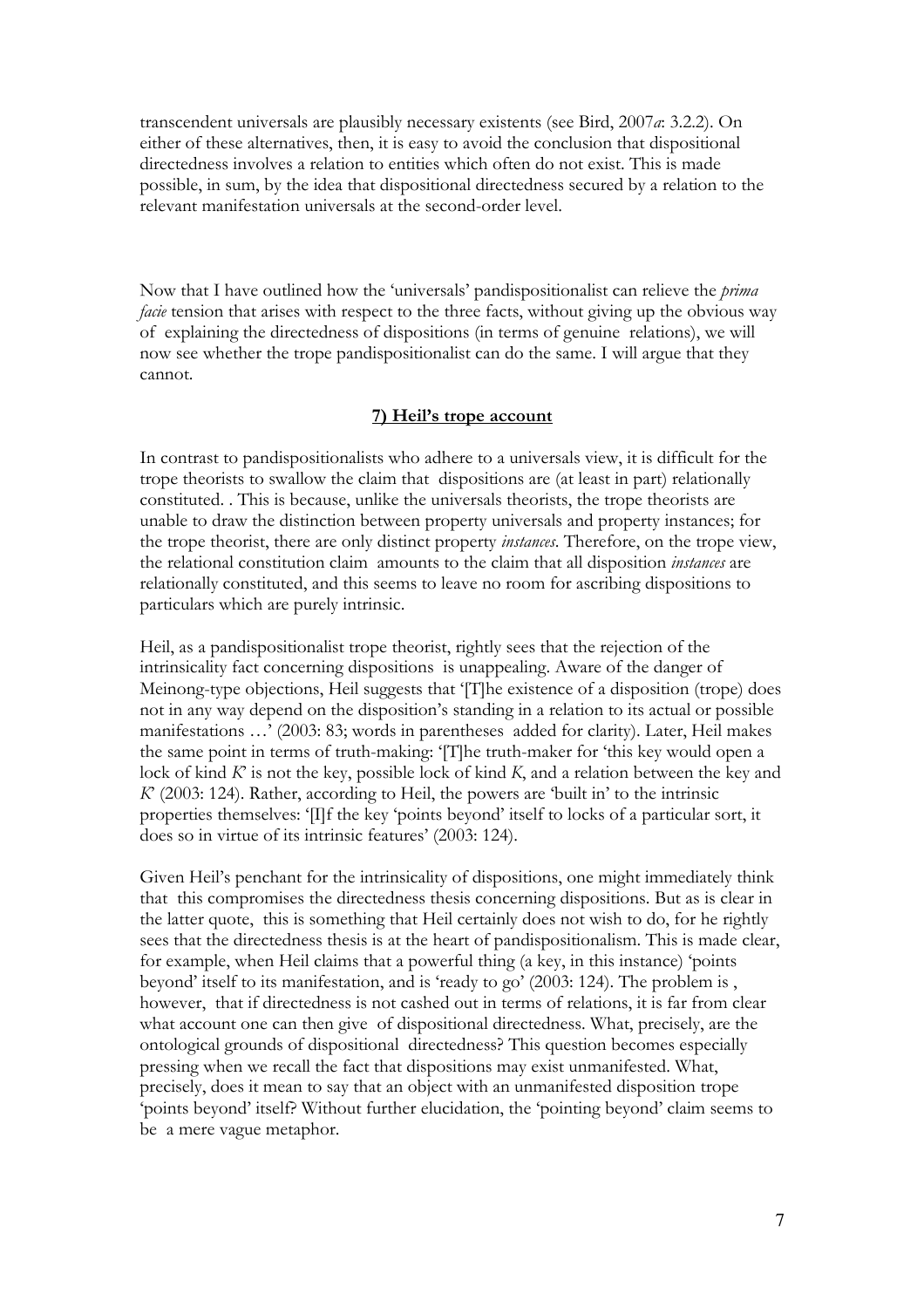transcendent universals are plausibly necessary existents (see Bird, 2007*a*: 3.2.2). On either of these alternatives, then, it is easy to avoid the conclusion that dispositional directedness involves a relation to entities which often do not exist. This is made possible, in sum, by the idea that dispositional directedness secured by a relation to the relevant manifestation universals at the second-order level.

Now that I have outlined how the 'universals' pandispositionalist can relieve the *prima facie* tension that arises with respect to the three facts, without giving up the obvious way of explaining the directedness of dispositions (in terms of genuine relations), we will now see whether the trope pandispositionalist can do the same. I will argue that they cannot.

## 7) Heil's trope account

In contrast to pandispositionalists who adhere to a universals view, it is difficult for the trope theorists to swallow the claim that dispositions are (at least in part) relationally constituted. . This is because, unlike the universals theorists, the trope theorists are unable to draw the distinction between property universals and property instances; for the trope theorist, there are only distinct property *instances*. Therefore, on the trope view, the relational constitution claim amounts to the claim that all disposition *instances* are relationally constituted, and this seems to leave no room for ascribing dispositions to particulars which are purely intrinsic.

Heil, as a pandispositionalist trope theorist, rightly sees that the rejection of the intrinsicality fact concerning dispositions is unappealing. Aware of the danger of Meinong-type objections, Heil suggests that '[T]he existence of a disposition (trope) does not in any way depend on the disposition's standing in a relation to its actual or possible manifestations …' (2003: 83; words in parentheses added for clarity). Later, Heil makes the same point in terms of truth-making: '[T]he truth-maker for 'this key would open a lock of kind *K*' is not the key, possible lock of kind *K*, and a relation between the key and *K*' (2003: 124). Rather, according to Heil, the powers are 'built in' to the intrinsic properties themselves: '[I]f the key 'points beyond' itself to locks of a particular sort, it does so in virtue of its intrinsic features' (2003: 124).

Given Heil's penchant for the intrinsicality of dispositions, one might immediately think that this compromises the directedness thesis concerning dispositions. But as is clear in the latter quote, this is something that Heil certainly does not wish to do, for he rightly sees that the directedness thesis is at the heart of pandispositionalism. This is made clear, for example, when Heil claims that a powerful thing (a key, in this instance) 'points beyond' itself to its manifestation, and is 'ready to go' (2003: 124). The problem is , however, that if directedness is not cashed out in terms of relations, it is far from clear what account one can then give of dispositional directedness. What, precisely, are the ontological grounds of dispositional directedness? This question becomes especially pressing when we recall the fact that dispositions may exist unmanifested. What, precisely, does it mean to say that an object with an unmanifested disposition trope 'points beyond' itself? Without further elucidation, the 'pointing beyond' claim seems to be a mere vague metaphor.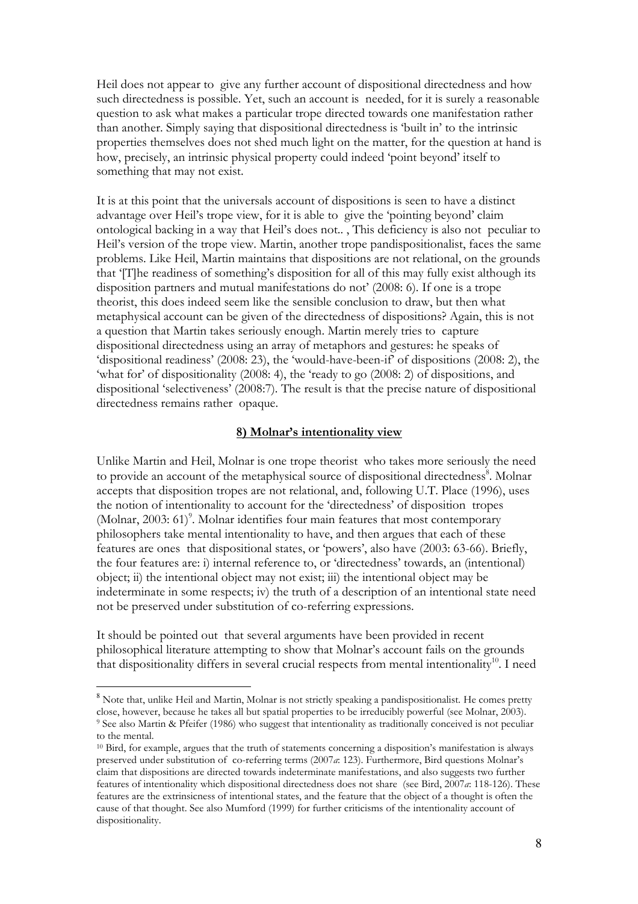Heil does not appear to give any further account of dispositional directedness and how such directedness is possible. Yet, such an account is needed, for it is surely a reasonable question to ask what makes a particular trope directed towards one manifestation rather than another. Simply saying that dispositional directedness is 'built in' to the intrinsic properties themselves does not shed much light on the matter, for the question at hand is how, precisely, an intrinsic physical property could indeed 'point beyond' itself to something that may not exist.

It is at this point that the universals account of dispositions is seen to have a distinct advantage over Heil's trope view, for it is able to give the 'pointing beyond' claim ontological backing in a way that Heil's does not.. , This deficiency is also not peculiar to Heil's version of the trope view. Martin, another trope pandispositionalist, faces the same problems. Like Heil, Martin maintains that dispositions are not relational, on the grounds that '[T]he readiness of something's disposition for all of this may fully exist although its disposition partners and mutual manifestations do not' (2008: 6). If one is a trope theorist, this does indeed seem like the sensible conclusion to draw, but then what metaphysical account can be given of the directedness of dispositions? Again, this is not a question that Martin takes seriously enough. Martin merely tries to capture dispositional directedness using an array of metaphors and gestures: he speaks of 'dispositional readiness' (2008: 23), the 'would-have-been-if' of dispositions (2008: 2), the 'what for' of dispositionality (2008: 4), the 'ready to go (2008: 2) of dispositions, and dispositional 'selectiveness' (2008:7). The result is that the precise nature of dispositional directedness remains rather opaque.

## **8) Molnar's intentionality view**

Unlike Martin and Heil, Molnar is one trope theorist who takes more seriously the need to provide an account of the metaphysical source of dispositional directedness[8]. Molnar accepts that disposition tropes are not relational, and, following U.T. Place (1996), uses the notion of intentionality to account for the 'directedness' of disposition tropes (Molnar, 2003: 61)[9]. Molnar identifies four main features that most contemporary philosophers take mental intentionality to have, and then argues that each of these features are ones that dispositional states, or 'powers', also have (2003: 63-66). Briefly, the four features are: i) internal reference to, or 'directedness' towards, an (intentional) object; ii) the intentional object may not exist; iii) the intentional object may be indeterminate in some respects; iv) the truth of a description of an intentional state need not be preserved under substitution of co-referring expressions.

It should be pointed out that several arguments have been provided in recent philosophical literature attempting to show that Molnar's account fails on the grounds that dispositionality differs in several crucial respects from mental intentionality[10]. I need

---

[8] Note that, unlike Heil and Martin, Molnar is not strictly speaking a pandispositionalist. He comes pretty close, however, because he takes all but spatial properties to be irreducibly powerful (see Molnar, 2003).

[9] See also Martin & Pfeifer (1986) who suggest that intentionality as traditionally conceived is not peculiar to the mental.

[10] Bird, for example, argues that the truth of statements concerning a disposition's manifestation is always preserved under substitution of co-referring terms (2007*a*: 123). Furthermore, Bird questions Molnar's claim that dispositions are directed towards indeterminate manifestations, and also suggests two further features of intentionality which dispositional directedness does not share (see Bird, 2007*a*: 118-126). These features are the extrinsicness of intentional states, and the feature that the object of a thought is often the cause of that thought. See also Mumford (1999) for further criticisms of the intentionality account of dispositionality.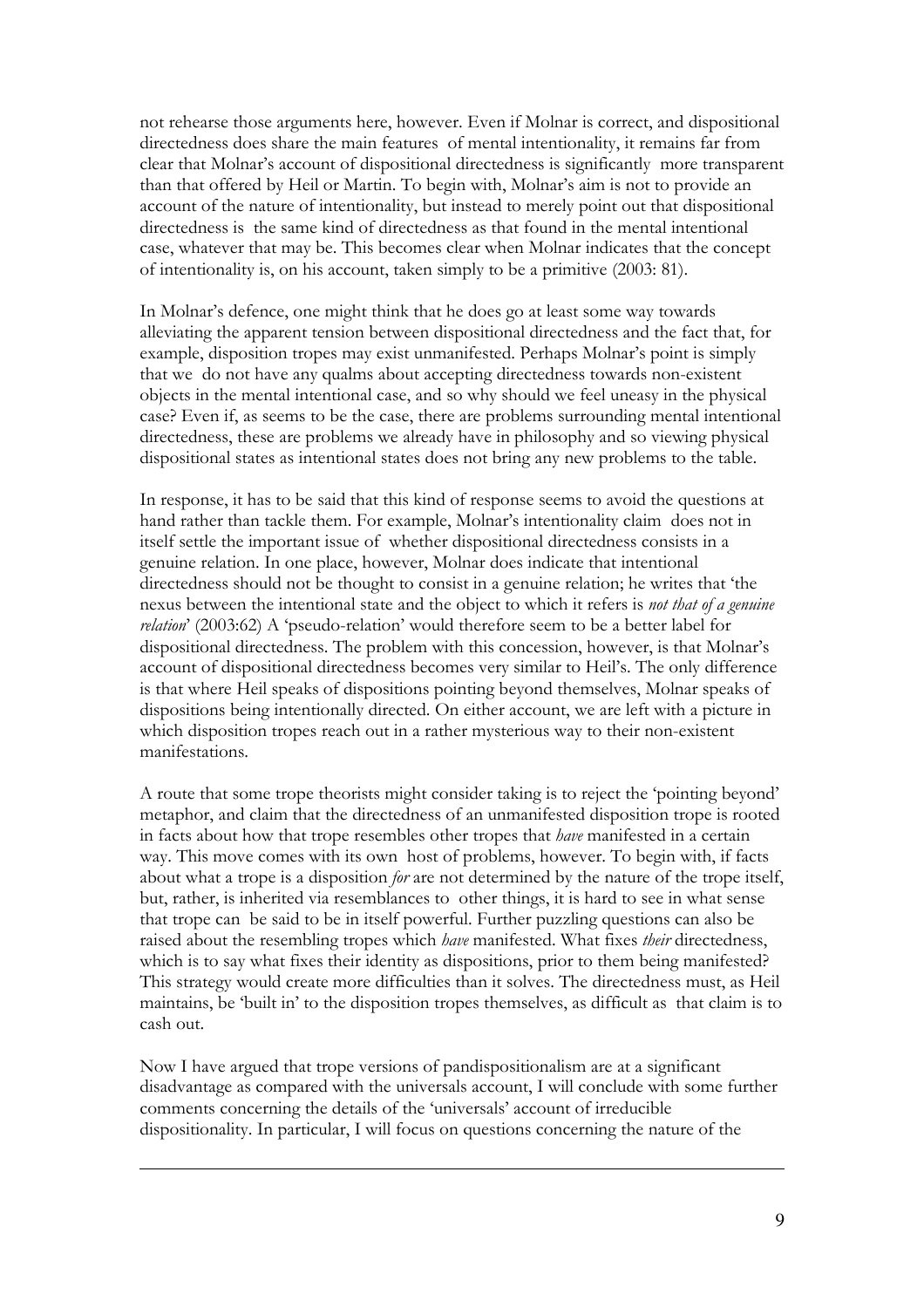not rehearse those arguments here, however. Even if Molnar is correct, and dispositional directedness does share the main features of mental intentionality, it remains far from clear that Molnar's account of dispositional directedness is significantly more transparent than that offered by Heil or Martin. To begin with, Molnar's aim is not to provide an account of the nature of intentionality, but instead to merely point out that dispositional directedness is the same kind of directedness as that found in the mental intentional case, whatever that may be. This becomes clear when Molnar indicates that the concept of intentionality is, on his account, taken simply to be a primitive (2003: 81).

In Molnar's defence, one might think that he does go at least some way towards alleviating the apparent tension between dispositional directedness and the fact that, for example, disposition tropes may exist unmanifested. Perhaps Molnar's point is simply that we do not have any qualms about accepting directedness towards non-existent objects in the mental intentional case, and so why should we feel uneasy in the physical case? Even if, as seems to be the case, there are problems surrounding mental intentional directedness, these are problems we already have in philosophy and so viewing physical dispositional states as intentional states does not bring any new problems to the table.

In response, it has to be said that this kind of response seems to avoid the questions at hand rather than tackle them. For example, Molnar's intentionality claim does not in itself settle the important issue of whether dispositional directedness consists in a genuine relation. In one place, however, Molnar does indicate that intentional directedness should not be thought to consist in a genuine relation; he writes that 'the nexus between the intentional state and the object to which it refers is *not that of a genuine relation*' (2003:62) A 'pseudo-relation' would therefore seem to be a better label for dispositional directedness. The problem with this concession, however, is that Molnar's account of dispositional directedness becomes very similar to Heil's. The only difference is that where Heil speaks of dispositions pointing beyond themselves, Molnar speaks of dispositions being intentionally directed. On either account, we are left with a picture in which disposition tropes reach out in a rather mysterious way to their non-existent manifestations.

A route that some trope theorists might consider taking is to reject the 'pointing beyond' metaphor, and claim that the directedness of an unmanifested disposition trope is rooted in facts about how that trope resembles other tropes that *have* manifested in a certain way. This move comes with its own host of problems, however. To begin with, if facts about what a trope is a disposition *for* are not determined by the nature of the trope itself, but, rather, is inherited via resemblances to other things, it is hard to see in what sense that trope can be said to be in itself powerful. Further puzzling questions can also be raised about the resembling tropes which *have* manifested. What fixes *their* directedness, which is to say what fixes their identity as dispositions, prior to them being manifested? This strategy would create more difficulties than it solves. The directedness must, as Heil maintains, be 'built in' to the disposition tropes themselves, as difficult as that claim is to cash out.

Now I have argued that trope versions of pandispositionalism are at a significant disadvantage as compared with the universals account, I will conclude with some further comments concerning the details of the 'universals' account of irreducible dispositionality. In particular, I will focus on questions concerning the nature of the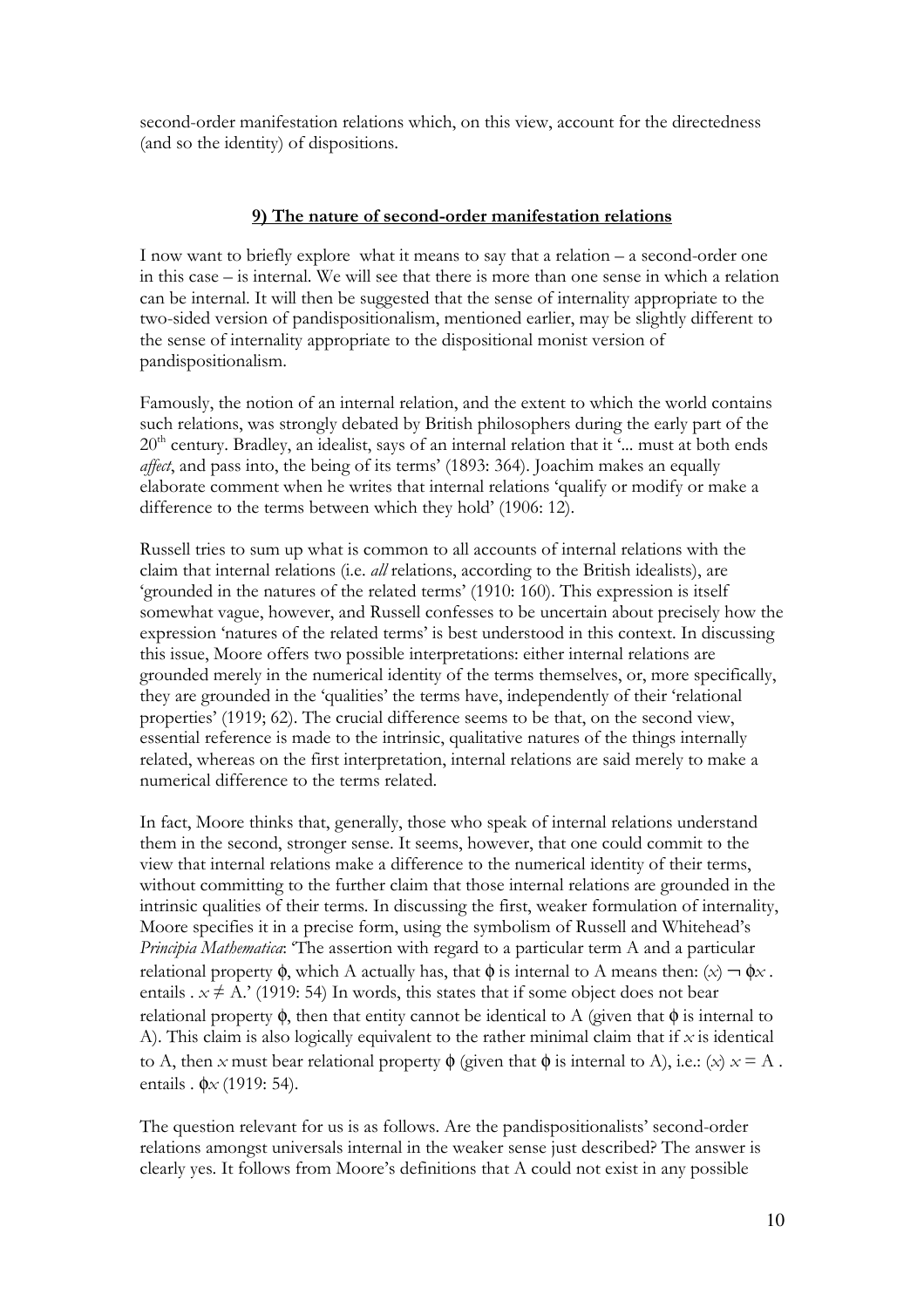second-order manifestation relations which, on this view, account for the directedness (and so the identity) of dispositions.

## 9) The nature of second-order manifestation relations

I now want to briefly explore what it means to say that a relation – a second-order one in this case – is internal. We will see that there is more than one sense in which a relation can be internal. It will then be suggested that the sense of internality appropriate to the two-sided version of pandispositionalism, mentioned earlier, may be slightly different to the sense of internality appropriate to the dispositional monist version of pandispositionalism.

Famously, the notion of an internal relation, and the extent to which the world contains such relations, was strongly debated by British philosophers during the early part of the 20th century. Bradley, an idealist, says of an internal relation that it '... must at both ends *affect*, and pass into, the being of its terms' (1893: 364). Joachim makes an equally elaborate comment when he writes that internal relations 'qualify or modify or make a difference to the terms between which they hold' (1906: 12).

Russell tries to sum up what is common to all accounts of internal relations with the claim that internal relations (i.e. *all* relations, according to the British idealists), are 'grounded in the natures of the related terms' (1910: 160). This expression is itself somewhat vague, however, and Russell confesses to be uncertain about precisely how the expression 'natures of the related terms' is best understood in this context. In discussing this issue, Moore offers two possible interpretations: either internal relations are grounded merely in the numerical identity of the terms themselves, or, more specifically, they are grounded in the 'qualities' the terms have, independently of their 'relational properties' (1919; 62). The crucial difference seems to be that, on the second view, essential reference is made to the intrinsic, qualitative natures of the things internally related, whereas on the first interpretation, internal relations are said merely to make a numerical difference to the terms related.

In fact, Moore thinks that, generally, those who speak of internal relations understand them in the second, stronger sense. It seems, however, that one could commit to the view that internal relations make a difference to the numerical identity of their terms, without committing to the further claim that those internal relations are grounded in the intrinsic qualities of their terms. In discussing the first, weaker formulation of internality, Moore specifies it in a precise form, using the symbolism of Russell and Whitehead's *Principia Mathematica*: 'The assertion with regard to a particular term A and a particular relational property $\phi$, which A actually has, that $\phi$ is internal to A means then: $(x) \neg \phi x$ . entails . $x \neq$ A.' (1919: 54) In words, this states that if some object does not bear relational property $\phi$, then that entity cannot be identical to A (given that $\phi$ is internal to A). This claim is also logically equivalent to the rather minimal claim that if $x$ is identical to A, then $x$ must bear relational property $\phi$ (given that $\phi$ is internal to A), i.e.: $(x)$ $x =$ A . entails . $\phi x$ (1919: 54).

The question relevant for us is as follows. Are the pandispositionalists' second-order relations amongst universals internal in the weaker sense just described? The answer is clearly yes. It follows from Moore's definitions that A could not exist in any possible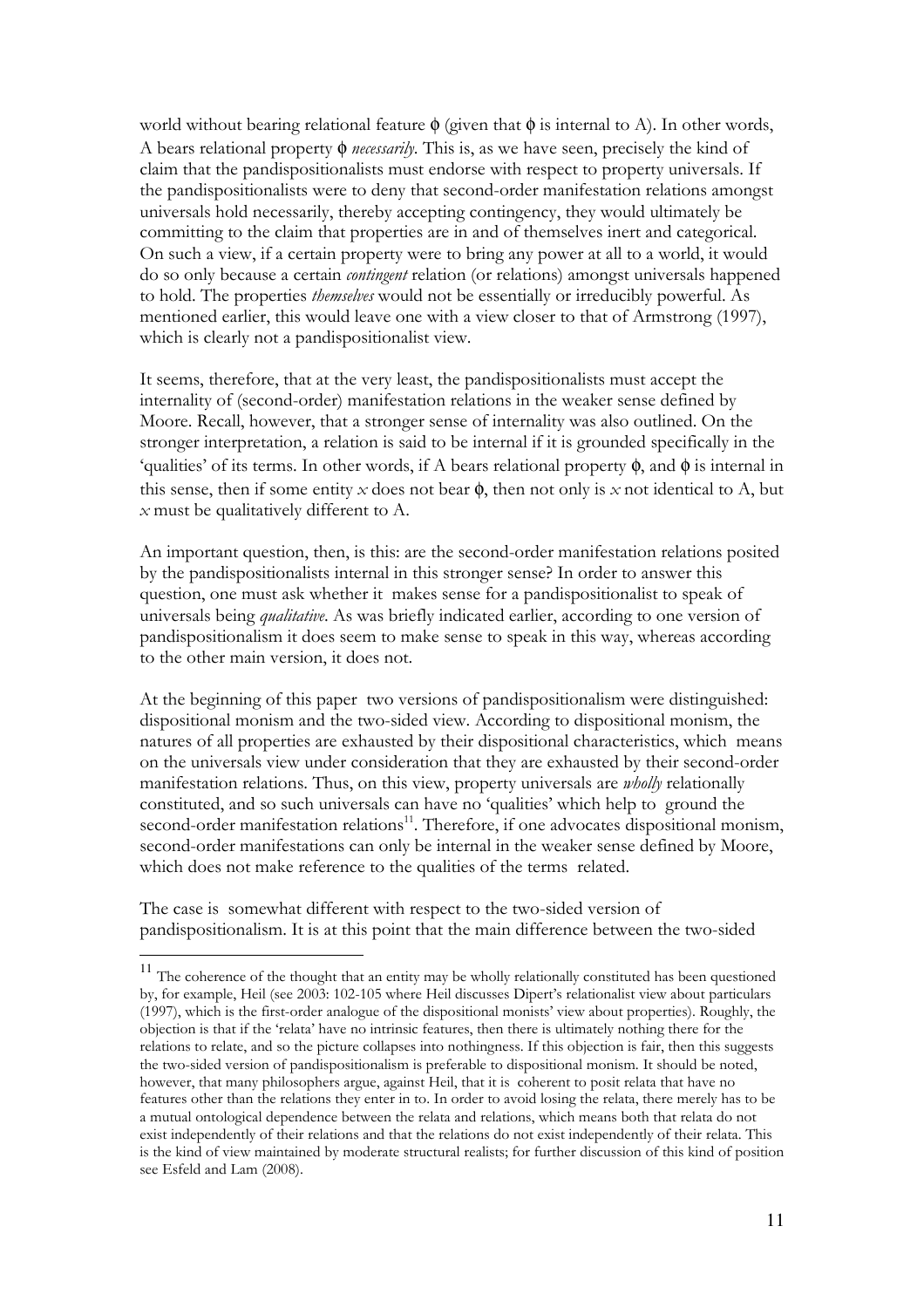world without bearing relational feature ϕ (given that ϕ is internal to A). In other words, A bears relational property ϕ *necessarily*. This is, as we have seen, precisely the kind of claim that the pandispositionalists must endorse with respect to property universals. If the pandispositionalists were to deny that second-order manifestation relations amongst universals hold necessarily, thereby accepting contingency, they would ultimately be committing to the claim that properties are in and of themselves inert and categorical. On such a view, if a certain property were to bring any power at all to a world, it would do so only because a certain *contingent* relation (or relations) amongst universals happened to hold. The properties *themselves* would not be essentially or irreducibly powerful. As mentioned earlier, this would leave one with a view closer to that of Armstrong (1997), which is clearly not a pandispositionalist view.

It seems, therefore, that at the very least, the pandispositionalists must accept the internality of (second-order) manifestation relations in the weaker sense defined by Moore. Recall, however, that a stronger sense of internality was also outlined. On the stronger interpretation, a relation is said to be internal if it is grounded specifically in the 'qualities' of its terms. In other words, if A bears relational property ϕ, and ϕ is internal in this sense, then if some entity *x* does not bear ϕ, then not only is *x* not identical to A, but *x* must be qualitatively different to A.

An important question, then, is this: are the second-order manifestation relations posited by the pandispositionalists internal in this stronger sense? In order to answer this question, one must ask whether it makes sense for a pandispositionalist to speak of universals being *qualitative*. As was briefly indicated earlier, according to one version of pandispositionalism it does seem to make sense to speak in this way, whereas according to the other main version, it does not.

At the beginning of this paper two versions of pandispositionalism were distinguished: dispositional monism and the two-sided view. According to dispositional monism, the natures of all properties are exhausted by their dispositional characteristics, which means on the universals view under consideration that they are exhausted by their second-order manifestation relations. Thus, on this view, property universals are *wholly* relationally constituted, and so such universals can have no 'qualities' which help to ground the second-order manifestation relations[11]. Therefore, if one advocates dispositional monism, second-order manifestations can only be internal in the weaker sense defined by Moore, which does not make reference to the qualities of the terms related.

The case is somewhat different with respect to the two-sided version of pandispositionalism. It is at this point that the main difference between the two-sided

[11] The coherence of the thought that an entity may be wholly relationally constituted has been questioned by, for example, Heil (see 2003: 102-105 where Heil discusses Dipert's relationalist view about particulars (1997), which is the first-order analogue of the dispositional monists' view about properties). Roughly, the objection is that if the 'relata' have no intrinsic features, then there is ultimately nothing there for the relations to relate, and so the picture collapses into nothingness. If this objection is fair, then this suggests the two-sided version of pandispositionalism is preferable to dispositional monism. It should be noted, however, that many philosophers argue, against Heil, that it is coherent to posit relata that have no features other than the relations they enter in to. In order to avoid losing the relata, there merely has to be a mutual ontological dependence between the relata and relations, which means both that relata do not exist independently of their relations and that the relations do not exist independently of their relata. This is the kind of view maintained by moderate structural realists; for further discussion of this kind of position see Esfeld and Lam (2008).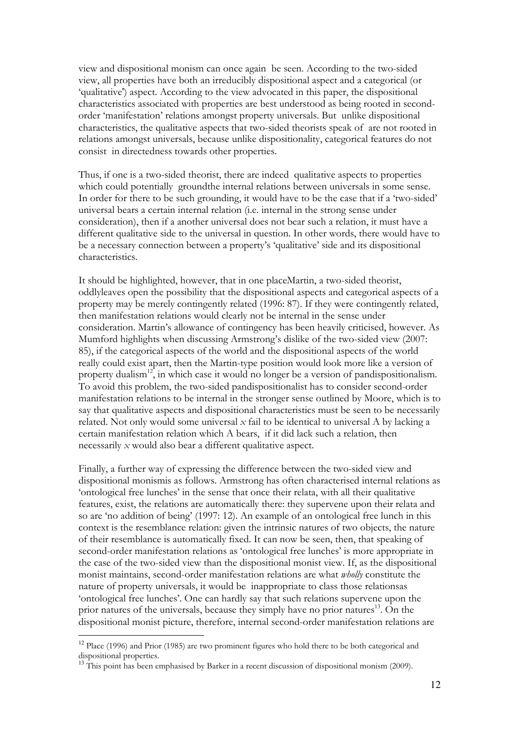view and dispositional monism can once again be seen. According to the two-sided view, all properties have both an irreducibly dispositional aspect and a categorical (or 'qualitative') aspect. According to the view advocated in this paper, the dispositional characteristics associated with properties are best understood as being rooted in second-order 'manifestation' relations amongst property universals. But unlike dispositional characteristics, the qualitative aspects that two-sided theorists speak of are not rooted in relations amongst universals, because unlike dispositionality, categorical features do not consist in directedness towards other properties.

Thus, if one is a two-sided theorist, there are indeed qualitative aspects to properties which could potentially groundthe internal relations between universals in some sense. In order for there to be such grounding, it would have to be the case that if a 'two-sided' universal bears a certain internal relation (i.e. internal in the strong sense under consideration), then if a another universal does not bear such a relation, it must have a different qualitative side to the universal in question. In other words, there would have to be a necessary connection between a property's 'qualitative' side and its dispositional characteristics.

It should be highlighted, however, that in one placeMartin, a two-sided theorist, oddlyleaves open the possibility that the dispositional aspects and categorical aspects of a property may be merely contingently related (1996: 87). If they were contingently related, then manifestation relations would clearly not be internal in the sense under consideration. Martin's allowance of contingency has been heavily criticised, however. As Mumford highlights when discussing Armstrong's dislike of the two-sided view (2007: 85), if the categorical aspects of the world and the dispositional aspects of the world really could exist apart, then the Martin-type position would look more like a version of property dualism[12], in which case it would no longer be a version of pandispositionalism. To avoid this problem, the two-sided pandispositionalist has to consider second-order manifestation relations to be internal in the stronger sense outlined by Moore, which is to say that qualitative aspects and dispositional characteristics must be seen to be necessarily related. Not only would some universal *x* fail to be identical to universal A by lacking a certain manifestation relation which A bears, if it did lack such a relation, then necessarily *x* would also bear a different qualitative aspect.

Finally, a further way of expressing the difference between the two-sided view and dispositional monismis as follows. Armstrong has often characterised internal relations as 'ontological free lunches' in the sense that once their relata, with all their qualitative features, exist, the relations are automatically there: they supervene upon their relata and so are 'no addition of being' (1997: 12). An example of an ontological free lunch in this context is the resemblance relation: given the intrinsic natures of two objects, the nature of their resemblance is automatically fixed. It can now be seen, then, that speaking of second-order manifestation relations as 'ontological free lunches' is more appropriate in the case of the two-sided view than the dispositional monist view. If, as the dispositional monist maintains, second-order manifestation relations are what *wholly* constitute the nature of property universals, it would be inappropriate to class those relationsas 'ontological free lunches'. One can hardly say that such relations supervene upon the prior natures of the universals, because they simply have no prior natures[13]. On the dispositional monist picture, therefore, internal second-order manifestation relations are

[12] Place (1996) and Prior (1985) are two prominent figures who hold there to be both categorical and dispositional properties.

[13] This point has been emphasised by Barker in a recent discussion of dispositional monism (2009).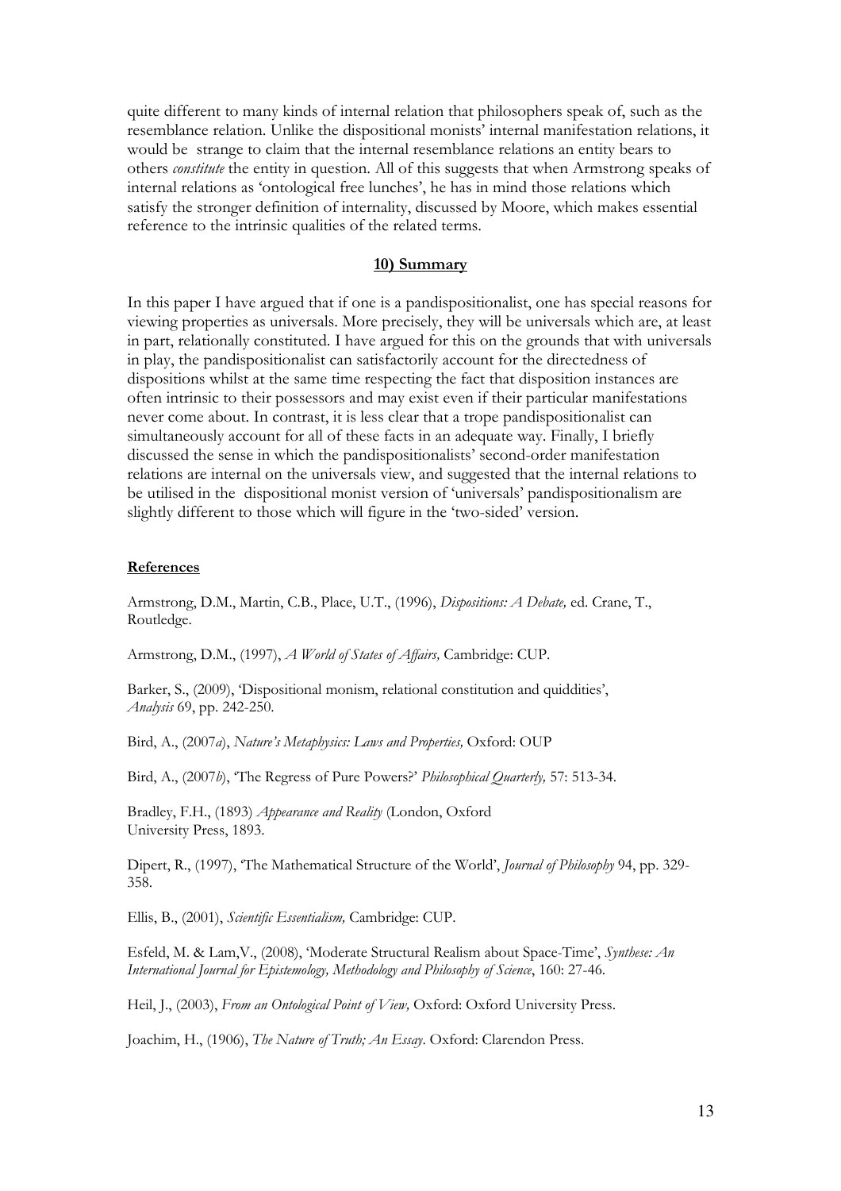quite different to many kinds of internal relation that philosophers speak of, such as the resemblance relation. Unlike the dispositional monists' internal manifestation relations, it would be strange to claim that the internal resemblance relations an entity bears to others *constitute* the entity in question. All of this suggests that when Armstrong speaks of internal relations as 'ontological free lunches', he has in mind those relations which satisfy the stronger definition of internality, discussed by Moore, which makes essential reference to the intrinsic qualities of the related terms.

## 10) Summary

In this paper I have argued that if one is a pandispositionalist, one has special reasons for viewing properties as universals. More precisely, they will be universals which are, at least in part, relationally constituted. I have argued for this on the grounds that with universals in play, the pandispositionalist can satisfactorily account for the directedness of dispositions whilst at the same time respecting the fact that disposition instances are often intrinsic to their possessors and may exist even if their particular manifestations never come about. In contrast, it is less clear that a trope pandispositionalist can simultaneously account for all of these facts in an adequate way. Finally, I briefly discussed the sense in which the pandispositionalists' second-order manifestation relations are internal on the universals view, and suggested that the internal relations to be utilised in the dispositional monist version of 'universals' pandispositionalism are slightly different to those which will figure in the 'two-sided' version.

## References

Armstrong, D.M., Martin, C.B., Place, U.T., (1996), *Dispositions: A Debate,* ed. Crane, T., Routledge.

Armstrong, D.M., (1997), *A World of States of Affairs,* Cambridge: CUP.

Barker, S., (2009), 'Dispositional monism, relational constitution and quiddities', *Analysis* 69, pp. 242-250.

Bird, A., (2007*a*), *Nature's Metaphysics: Laws and Properties,* Oxford: OUP

Bird, A., (2007*b*), 'The Regress of Pure Powers?' *Philosophical Quarterly,* 57: 513-34.

Bradley, F.H., (1893) *Appearance and Reality* (London, Oxford University Press, 1893.

Dipert, R., (1997), 'The Mathematical Structure of the World', *Journal of Philosophy* 94, pp. 329-358.

Ellis, B., (2001), *Scientific Essentialism,* Cambridge: CUP.

Esfeld, M. & Lam,V., (2008), 'Moderate Structural Realism about Space-Time', *Synthese: An International Journal for Epistemology, Methodology and Philosophy of Science*, 160: 27-46.

Heil, J., (2003), *From an Ontological Point of View,* Oxford: Oxford University Press.

Joachim, H., (1906), *The Nature of Truth; An Essay*. Oxford: Clarendon Press.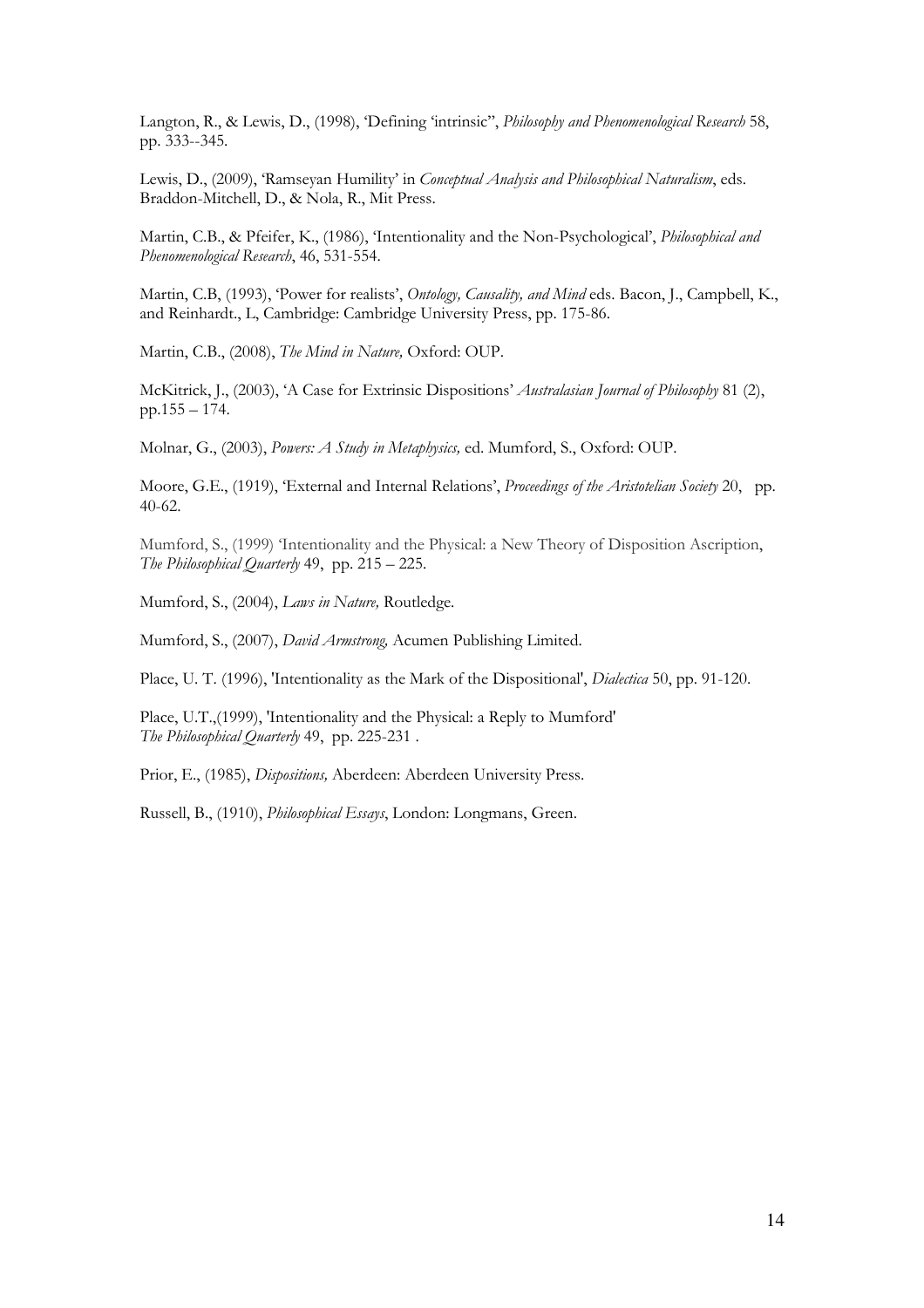Langton, R., & Lewis, D., (1998), 'Defining 'intrinsic'', *Philosophy and Phenomenological Research* 58, pp. 333--345.

Lewis, D., (2009), 'Ramseyan Humility' in *Conceptual Analysis and Philosophical Naturalism*, eds. Braddon-Mitchell, D., & Nola, R., Mit Press.

Martin, C.B., & Pfeifer, K., (1986), 'Intentionality and the Non-Psychological', *Philosophical and Phenomenological Research*, 46, 531-554.

Martin, C.B, (1993), 'Power for realists', *Ontology, Causality, and Mind* eds. Bacon, J., Campbell, K., and Reinhardt., L, Cambridge: Cambridge University Press, pp. 175-86.

Martin, C.B., (2008), *The Mind in Nature,* Oxford: OUP.

McKitrick, J., (2003), 'A Case for Extrinsic Dispositions' *Australasian Journal of Philosophy* 81 (2), pp.155 – 174.

Molnar, G., (2003), *Powers: A Study in Metaphysics,* ed. Mumford, S., Oxford: OUP.

Moore, G.E., (1919), 'External and Internal Relations', *Proceedings of the Aristotelian Society* 20, pp. 40-62.

Mumford, S., (1999) 'Intentionality and the Physical: a New Theory of Disposition Ascription, *The Philosophical Quarterly* 49, pp. 215 – 225.

Mumford, S., (2004), *Laws in Nature,* Routledge.

Mumford, S., (2007), *David Armstrong,* Acumen Publishing Limited.

Place, U. T. (1996), 'Intentionality as the Mark of the Dispositional', *Dialectica* 50, pp. 91-120.

Place, U.T.,(1999), 'Intentionality and the Physical: a Reply to Mumford' *The Philosophical Quarterly* 49, pp. 225-231 .

Prior, E., (1985), *Dispositions,* Aberdeen: Aberdeen University Press.

Russell, B., (1910), *Philosophical Essays*, London: Longmans, Green.